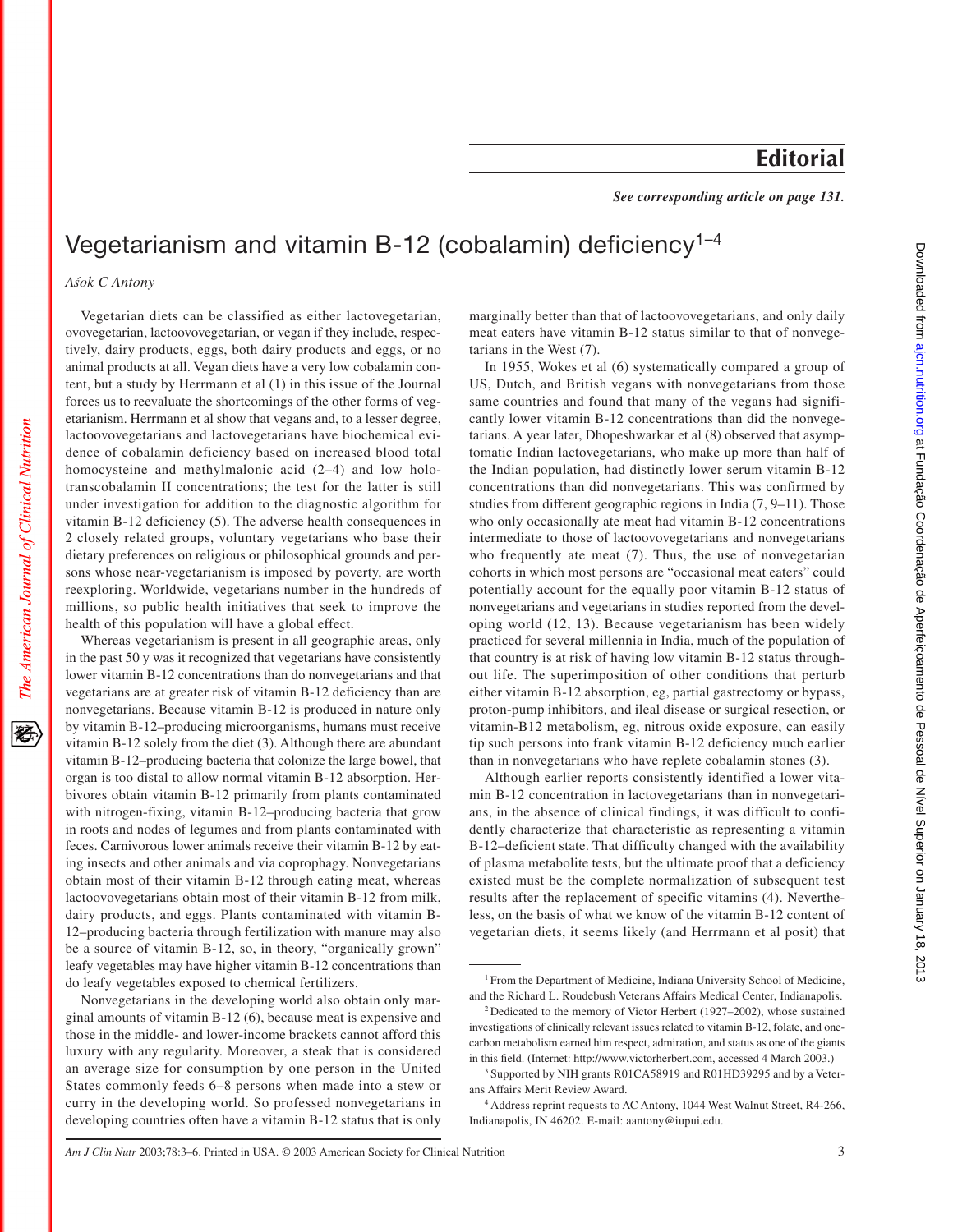# Editorial

*See corresponding article on page 131.*

# Vegetarianism and vitamin B-12 (cobalamin) deficiency[1–4]

*Aśok C Antony*

Vegetarian diets can be classified as either lactovegetarian, ovovegetarian, lactoovovegetarian, or vegan if they include, respectively, dairy products, eggs, both dairy products and eggs, or no animal products at all. Vegan diets have a very low cobalamin content, but a study by Herrmann et al (1) in this issue of the Journal forces us to reevaluate the shortcomings of the other forms of vegetarianism. Herrmann et al show that vegans and, to a lesser degree, lactoovovegetarians and lactovegetarians have biochemical evidence of cobalamin deficiency based on increased blood total homocysteine and methylmalonic acid (2–4) and low holotranscobalamin II concentrations; the test for the latter is still under investigation for addition to the diagnostic algorithm for vitamin B-12 deficiency (5). The adverse health consequences in 2 closely related groups, voluntary vegetarians who base their dietary preferences on religious or philosophical grounds and persons whose near-vegetarianism is imposed by poverty, are worth reexploring. Worldwide, vegetarians number in the hundreds of millions, so public health initiatives that seek to improve the health of this population will have a global effect.

Whereas vegetarianism is present in all geographic areas, only in the past 50 y was it recognized that vegetarians have consistently lower vitamin B-12 concentrations than do nonvegetarians and that vegetarians are at greater risk of vitamin B-12 deficiency than are nonvegetarians. Because vitamin B-12 is produced in nature only by vitamin B-12–producing microorganisms, humans must receive vitamin B-12 solely from the diet (3). Although there are abundant vitamin B-12–producing bacteria that colonize the large bowel, that organ is too distal to allow normal vitamin B-12 absorption. Herbivores obtain vitamin B-12 primarily from plants contaminated with nitrogen-fixing, vitamin B-12–producing bacteria that grow in roots and nodes of legumes and from plants contaminated with feces. Carnivorous lower animals receive their vitamin B-12 by eating insects and other animals and via coprophagy. Nonvegetarians obtain most of their vitamin B-12 through eating meat, whereas lactoovovegetarians obtain most of their vitamin B-12 from milk, dairy products, and eggs. Plants contaminated with vitamin B-12–producing bacteria through fertilization with manure may also be a source of vitamin B-12, so, in theory, "organically grown" leafy vegetables may have higher vitamin B-12 concentrations than do leafy vegetables exposed to chemical fertilizers.

Nonvegetarians in the developing world also obtain only marginal amounts of vitamin B-12 (6), because meat is expensive and those in the middle- and lower-income brackets cannot afford this luxury with any regularity. Moreover, a steak that is considered an average size for consumption by one person in the United States commonly feeds 6–8 persons when made into a stew or curry in the developing world. So professed nonvegetarians in developing countries often have a vitamin B-12 status that is only marginally better than that of lactoovovegetarians, and only daily meat eaters have vitamin B-12 status similar to that of nonvegetarians in the West (7).

In 1955, Wokes et al (6) systematically compared a group of US, Dutch, and British vegans with nonvegetarians from those same countries and found that many of the vegans had significantly lower vitamin B-12 concentrations than did the nonvegetarians. A year later, Dhopeshwarkar et al (8) observed that asymptomatic Indian lactovegetarians, who make up more than half of the Indian population, had distinctly lower serum vitamin B-12 concentrations than did nonvegetarians. This was confirmed by studies from different geographic regions in India (7, 9–11). Those who only occasionally ate meat had vitamin B-12 concentrations intermediate to those of lactoovovegetarians and nonvegetarians who frequently ate meat (7). Thus, the use of nonvegetarian cohorts in which most persons are "occasional meat eaters" could potentially account for the equally poor vitamin B-12 status of nonvegetarians and vegetarians in studies reported from the developing world (12, 13). Because vegetarianism has been widely practiced for several millennia in India, much of the population of that country is at risk of having low vitamin B-12 status throughout life. The superimposition of other conditions that perturb either vitamin B-12 absorption, eg, partial gastrectomy or bypass, proton-pump inhibitors, and ileal disease or surgical resection, or vitamin-B12 metabolism, eg, nitrous oxide exposure, can easily tip such persons into frank vitamin B-12 deficiency much earlier than in nonvegetarians who have replete cobalamin stones (3).

Although earlier reports consistently identified a lower vitamin B-12 concentration in lactovegetarians than in nonvegetarians, in the absence of clinical findings, it was difficult to confidently characterize that characteristic as representing a vitamin B-12–deficient state. That difficulty changed with the availability of plasma metabolite tests, but the ultimate proof that a deficiency existed must be the complete normalization of subsequent test results after the replacement of specific vitamins (4). Nevertheless, on the basis of what we know of the vitamin B-12 content of vegetarian diets, it seems likely (and Herrmann et al posit) that

---

[1] From the Department of Medicine, Indiana University School of Medicine, and the Richard L. Roudebush Veterans Affairs Medical Center, Indianapolis.

[2] Dedicated to the memory of Victor Herbert (1927–2002), whose sustained investigations of clinically relevant issues related to vitamin B-12, folate, and one-carbon metabolism earned him respect, admiration, and status as one of the giants in this field. (Internet: http://www.victorherbert.com, accessed 4 March 2003.)

[3] Supported by NIH grants R01CA58919 and R01HD39295 and by a Veterans Affairs Merit Review Award.

[4] Address reprint requests to AC Antony, 1044 West Walnut Street, R4-266, Indianapolis, IN 46202. E-mail: aantony@iupui.edu.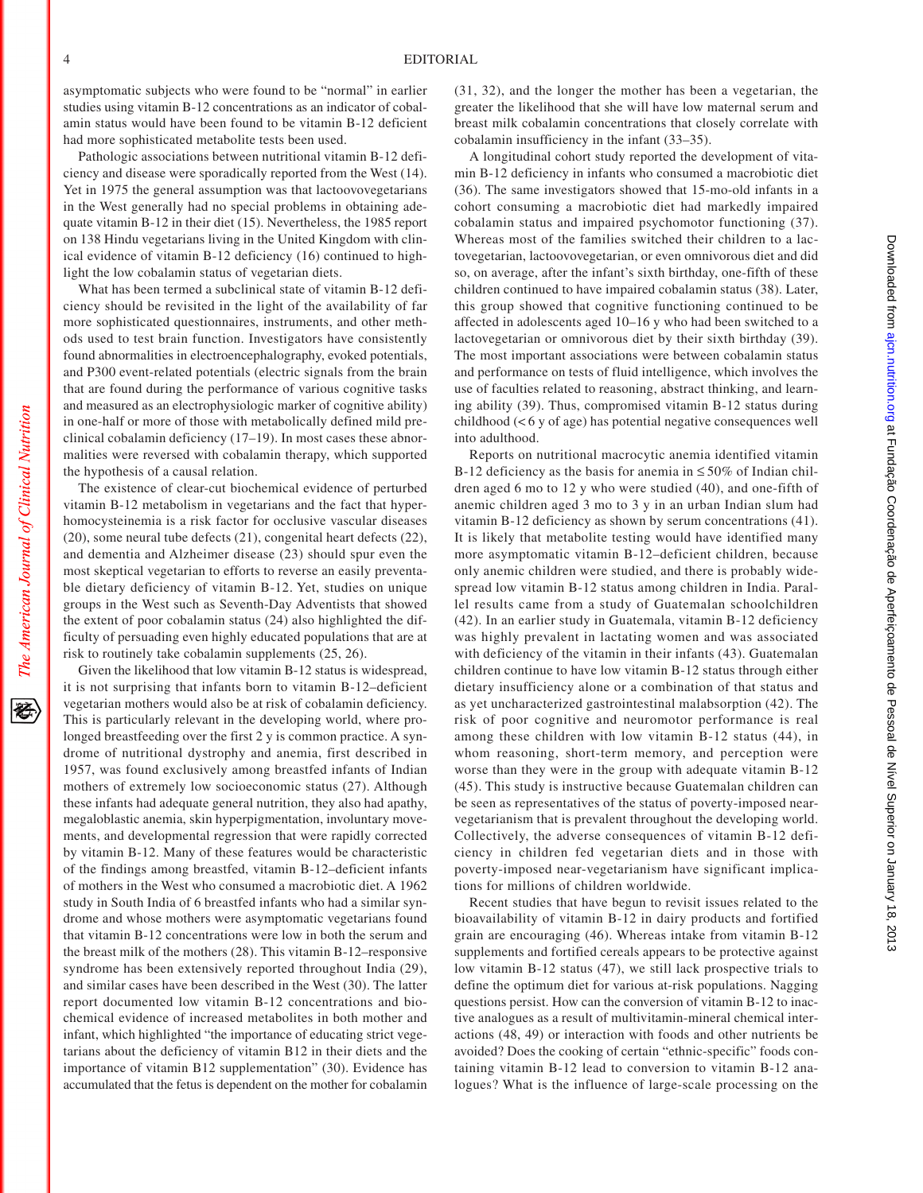asymptomatic subjects who were found to be "normal" in earlier studies using vitamin B-12 concentrations as an indicator of cobalamin status would have been found to be vitamin B-12 deficient had more sophisticated metabolite tests been used.

Pathologic associations between nutritional vitamin B-12 deficiency and disease were sporadically reported from the West (14). Yet in 1975 the general assumption was that lactoovovegetarians in the West generally had no special problems in obtaining adequate vitamin B-12 in their diet (15). Nevertheless, the 1985 report on 138 Hindu vegetarians living in the United Kingdom with clinical evidence of vitamin B-12 deficiency (16) continued to highlight the low cobalamin status of vegetarian diets.

What has been termed a subclinical state of vitamin B-12 deficiency should be revisited in the light of the availability of far more sophisticated questionnaires, instruments, and other methods used to test brain function. Investigators have consistently found abnormalities in electroencephalography, evoked potentials, and P300 event-related potentials (electric signals from the brain that are found during the performance of various cognitive tasks and measured as an electrophysiologic marker of cognitive ability) in one-half or more of those with metabolically defined mild preclinical cobalamin deficiency (17–19). In most cases these abnormalities were reversed with cobalamin therapy, which supported the hypothesis of a causal relation.

The existence of clear-cut biochemical evidence of perturbed vitamin B-12 metabolism in vegetarians and the fact that hyperhomocysteinemia is a risk factor for occlusive vascular diseases (20), some neural tube defects (21), congenital heart defects (22), and dementia and Alzheimer disease (23) should spur even the most skeptical vegetarian to efforts to reverse an easily preventable dietary deficiency of vitamin B-12. Yet, studies on unique groups in the West such as Seventh-Day Adventists that showed the extent of poor cobalamin status (24) also highlighted the difficulty of persuading even highly educated populations that are at risk to routinely take cobalamin supplements (25, 26).

Given the likelihood that low vitamin B-12 status is widespread, it is not surprising that infants born to vitamin B-12–deficient vegetarian mothers would also be at risk of cobalamin deficiency. This is particularly relevant in the developing world, where prolonged breastfeeding over the first 2 y is common practice. A syndrome of nutritional dystrophy and anemia, first described in 1957, was found exclusively among breastfed infants of Indian mothers of extremely low socioeconomic status (27). Although these infants had adequate general nutrition, they also had apathy, megaloblastic anemia, skin hyperpigmentation, involuntary movements, and developmental regression that were rapidly corrected by vitamin B-12. Many of these features would be characteristic of the findings among breastfed, vitamin B-12–deficient infants of mothers in the West who consumed a macrobiotic diet. A 1962 study in South India of 6 breastfed infants who had a similar syndrome and whose mothers were asymptomatic vegetarians found that vitamin B-12 concentrations were low in both the serum and the breast milk of the mothers (28). This vitamin B-12–responsive syndrome has been extensively reported throughout India (29), and similar cases have been described in the West (30). The latter report documented low vitamin B-12 concentrations and biochemical evidence of increased metabolites in both mother and infant, which highlighted "the importance of educating strict vegetarians about the deficiency of vitamin B12 in their diets and the importance of vitamin B12 supplementation" (30). Evidence has accumulated that the fetus is dependent on the mother for cobalamin (31, 32), and the longer the mother has been a vegetarian, the greater the likelihood that she will have low maternal serum and breast milk cobalamin concentrations that closely correlate with cobalamin insufficiency in the infant (33–35).

A longitudinal cohort study reported the development of vitamin B-12 deficiency in infants who consumed a macrobiotic diet (36). The same investigators showed that 15-mo-old infants in a cohort consuming a macrobiotic diet had markedly impaired cobalamin status and impaired psychomotor functioning (37). Whereas most of the families switched their children to a lactovegetarian, lactoovovegetarian, or even omnivorous diet and did so, on average, after the infant's sixth birthday, one-fifth of these children continued to have impaired cobalamin status (38). Later, this group showed that cognitive functioning continued to be affected in adolescents aged 10–16 y who had been switched to a lactovegetarian or omnivorous diet by their sixth birthday (39). The most important associations were between cobalamin status and performance on tests of fluid intelligence, which involves the use of faculties related to reasoning, abstract thinking, and learning ability (39). Thus, compromised vitamin B-12 status during childhood (< 6 y of age) has potential negative consequences well into adulthood.

Reports on nutritional macrocytic anemia identified vitamin B-12 deficiency as the basis for anemia in ≤ 50% of Indian children aged 6 mo to 12 y who were studied (40), and one-fifth of anemic children aged 3 mo to 3 y in an urban Indian slum had vitamin B-12 deficiency as shown by serum concentrations (41). It is likely that metabolite testing would have identified many more asymptomatic vitamin B-12–deficient children, because only anemic children were studied, and there is probably widespread low vitamin B-12 status among children in India. Parallel results came from a study of Guatemalan schoolchildren (42). In an earlier study in Guatemala, vitamin B-12 deficiency was highly prevalent in lactating women and was associated with deficiency of the vitamin in their infants (43). Guatemalan children continue to have low vitamin B-12 status through either dietary insufficiency alone or a combination of that status and as yet uncharacterized gastrointestinal malabsorption (42). The risk of poor cognitive and neuromotor performance is real among these children with low vitamin B-12 status (44), in whom reasoning, short-term memory, and perception were worse than they were in the group with adequate vitamin B-12 (45). This study is instructive because Guatemalan children can be seen as representatives of the status of poverty-imposed near-vegetarianism that is prevalent throughout the developing world. Collectively, the adverse consequences of vitamin B-12 deficiency in children fed vegetarian diets and in those with poverty-imposed near-vegetarianism have significant implications for millions of children worldwide.

Recent studies that have begun to revisit issues related to the bioavailability of vitamin B-12 in dairy products and fortified grain are encouraging (46). Whereas intake from vitamin B-12 supplements and fortified cereals appears to be protective against low vitamin B-12 status (47), we still lack prospective trials to define the optimum diet for various at-risk populations. Nagging questions persist. How can the conversion of vitamin B-12 to inactive analogues as a result of multivitamin-mineral chemical interactions (48, 49) or interaction with foods and other nutrients be avoided? Does the cooking of certain "ethnic-specific" foods containing vitamin B-12 lead to conversion to vitamin B-12 analogues? What is the influence of large-scale processing on the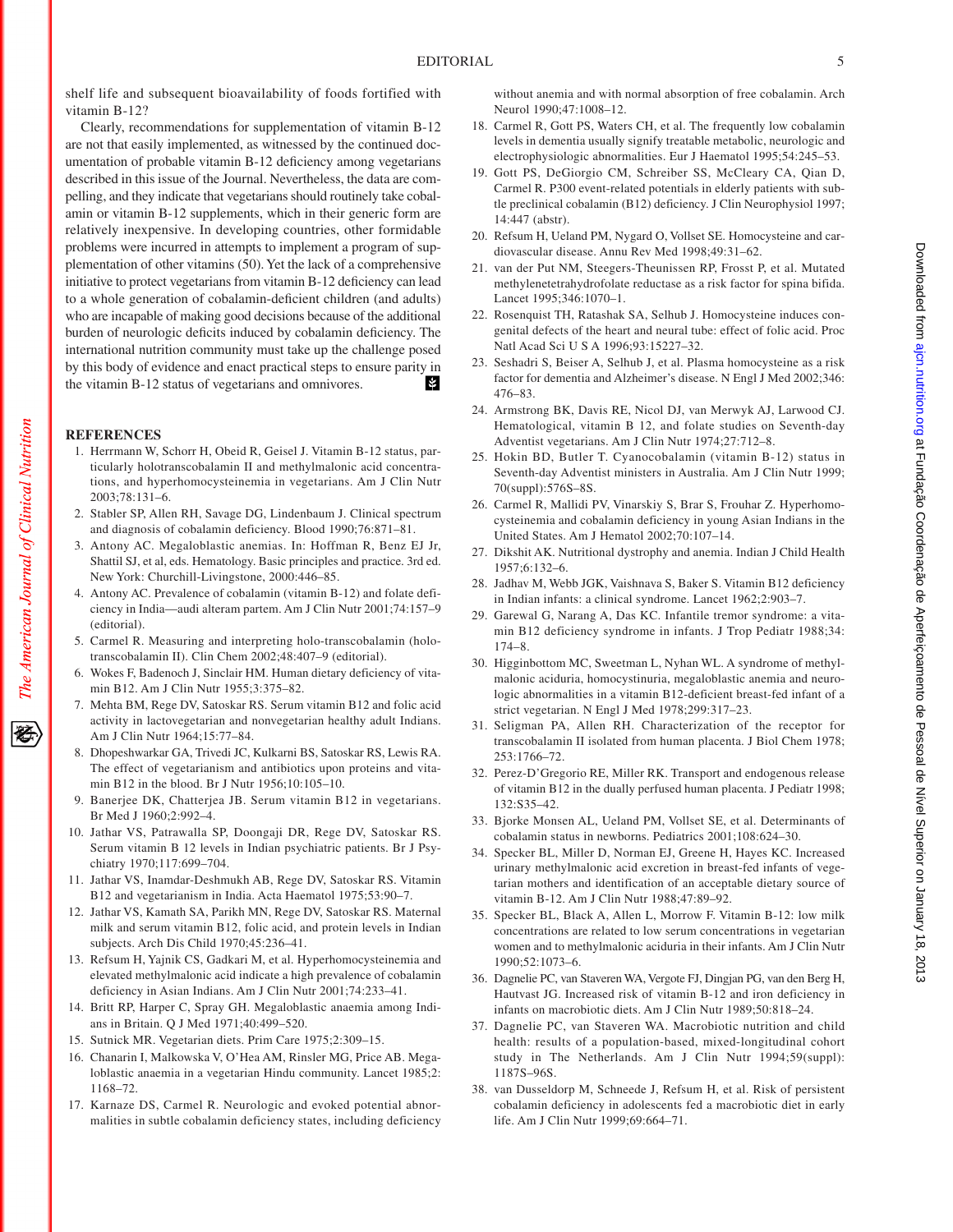shelf life and subsequent bioavailability of foods fortified with vitamin B-12?

Clearly, recommendations for supplementation of vitamin B-12 are not that easily implemented, as witnessed by the continued documentation of probable vitamin B-12 deficiency among vegetarians described in this issue of the Journal. Nevertheless, the data are compelling, and they indicate that vegetarians should routinely take cobalamin or vitamin B-12 supplements, which in their generic form are relatively inexpensive. In developing countries, other formidable problems were incurred in attempts to implement a program of supplementation of other vitamins (50). Yet the lack of a comprehensive initiative to protect vegetarians from vitamin B-12 deficiency can lead to a whole generation of cobalamin-deficient children (and adults) who are incapable of making good decisions because of the additional burden of neurologic deficits induced by cobalamin deficiency. The international nutrition community must take up the challenge posed by this body of evidence and enact practical steps to ensure parity in the vitamin B-12 status of vegetarians and omnivores.

## REFERENCES

1. Herrmann W, Schorr H, Obeid R, Geisel J. Vitamin B-12 status, particularly holotranscobalamin II and methylmalonic acid concentrations, and hyperhomocysteinemia in vegetarians. Am J Clin Nutr 2003;78:131–6.
2. Stabler SP, Allen RH, Savage DG, Lindenbaum J. Clinical spectrum and diagnosis of cobalamin deficiency. Blood 1990;76:871–81.
3. Antony AC. Megaloblastic anemias. In: Hoffman R, Benz EJ Jr, Shattil SJ, et al, eds. Hematology. Basic principles and practice. 3rd ed. New York: Churchill-Livingstone, 2000:446–85.
4. Antony AC. Prevalence of cobalamin (vitamin B-12) and folate deficiency in India—audi alteram partem. Am J Clin Nutr 2001;74:157–9 (editorial).
5. Carmel R. Measuring and interpreting holo-transcobalamin (holo-transcobalamin II). Clin Chem 2002;48:407–9 (editorial).
6. Wokes F, Badenoch J, Sinclair HM. Human dietary deficiency of vitamin B12. Am J Clin Nutr 1955;3:375–82.
7. Mehta BM, Rege DV, Satoskar RS. Serum vitamin B12 and folic acid activity in lactovegetarian and nonvegetarian healthy adult Indians. Am J Clin Nutr 1964;15:77–84.
8. Dhopeshwarkar GA, Trivedi JC, Kulkarni BS, Satoskar RS, Lewis RA. The effect of vegetarianism and antibiotics upon proteins and vitamin B12 in the blood. Br J Nutr 1956;10:105–10.
9. Banerjee DK, Chatterjea JB. Serum vitamin B12 in vegetarians. Br Med J 1960;2:992–4.
10. Jathar VS, Patrawalla SP, Doongaji DR, Rege DV, Satoskar RS. Serum vitamin B 12 levels in Indian psychiatric patients. Br J Psychiatry 1970;117:699–704.
11. Jathar VS, Inamdar-Deshmukh AB, Rege DV, Satoskar RS. Vitamin B12 and vegetarianism in India. Acta Haematol 1975;53:90–7.
12. Jathar VS, Kamath SA, Parikh MN, Rege DV, Satoskar RS. Maternal milk and serum vitamin B12, folic acid, and protein levels in Indian subjects. Arch Dis Child 1970;45:236–41.
13. Refsum H, Yajnik CS, Gadkari M, et al. Hyperhomocysteinemia and elevated methylmalonic acid indicate a high prevalence of cobalamin deficiency in Asian Indians. Am J Clin Nutr 2001;74:233–41.
14. Britt RP, Harper C, Spray GH. Megaloblastic anaemia among Indians in Britain. Q J Med 1971;40:499–520.
15. Sutnick MR. Vegetarian diets. Prim Care 1975;2:309–15.
16. Chanarin I, Malkowska V, O'Hea AM, Rinsler MG, Price AB. Megaloblastic anaemia in a vegetarian Hindu community. Lancet 1985;2:1168–72.
17. Karnaze DS, Carmel R. Neurologic and evoked potential abnormalities in subtle cobalamin deficiency states, including deficiency without anemia and with normal absorption of free cobalamin. Arch Neurol 1990;47:1008–12.
18. Carmel R, Gott PS, Waters CH, et al. The frequently low cobalamin levels in dementia usually signify treatable metabolic, neurologic and electrophysiologic abnormalities. Eur J Haematol 1995;54:245–53.
19. Gott PS, DeGiorgio CM, Schreiber SS, McCleary CA, Qian D, Carmel R. P300 event-related potentials in elderly patients with subtle preclinical cobalamin (B12) deficiency. J Clin Neurophysiol 1997;14:447 (abstr).
20. Refsum H, Ueland PM, Nygard O, Vollset SE. Homocysteine and cardiovascular disease. Annu Rev Med 1998;49:31–62.
21. van der Put NM, Steegers-Theunissen RP, Frosst P, et al. Mutated methylenetetrahydrofolate reductase as a risk factor for spina bifida. Lancet 1995;346:1070–1.
22. Rosenquist TH, Ratashak SA, Selhub J. Homocysteine induces congenital defects of the heart and neural tube: effect of folic acid. Proc Natl Acad Sci U S A 1996;93:15227–32.
23. Seshadri S, Beiser A, Selhub J, et al. Plasma homocysteine as a risk factor for dementia and Alzheimer's disease. N Engl J Med 2002;346:476–83.
24. Armstrong BK, Davis RE, Nicol DJ, van Merwyk AJ, Larwood CJ. Hematological, vitamin B 12, and folate studies on Seventh-day Adventist vegetarians. Am J Clin Nutr 1974;27:712–8.
25. Hokin BD, Butler T. Cyanocobalamin (vitamin B-12) status in Seventh-day Adventist ministers in Australia. Am J Clin Nutr 1999;70(suppl):576S–8S.
26. Carmel R, Mallidi PV, Vinarskiy S, Brar S, Frouhar Z. Hyperhomocysteinemia and cobalamin deficiency in young Asian Indians in the United States. Am J Hematol 2002;70:107–14.
27. Dikshit AK. Nutritional dystrophy and anemia. Indian J Child Health 1957;6:132–6.
28. Jadhav M, Webb JGK, Vaishnava S, Baker S. Vitamin B12 deficiency in Indian infants: a clinical syndrome. Lancet 1962;2:903–7.
29. Garewal G, Narang A, Das KC. Infantile tremor syndrome: a vitamin B12 deficiency syndrome in infants. J Trop Pediatr 1988;34:174–8.
30. Higginbottom MC, Sweetman L, Nyhan WL. A syndrome of methylmalonic aciduria, homocystinuria, megaloblastic anemia and neurologic abnormalities in a vitamin B12-deficient breast-fed infant of a strict vegetarian. N Engl J Med 1978;299:317–23.
31. Seligman PA, Allen RH. Characterization of the receptor for transcobalamin II isolated from human placenta. J Biol Chem 1978;253:1766–72.
32. Perez-D'Gregorio RE, Miller RK. Transport and endogenous release of vitamin B12 in the dually perfused human placenta. J Pediatr 1998;132:S35–42.
33. Bjorke Monsen AL, Ueland PM, Vollset SE, et al. Determinants of cobalamin status in newborns. Pediatrics 2001;108:624–30.
34. Specker BL, Miller D, Norman EJ, Greene H, Hayes KC. Increased urinary methylmalonic acid excretion in breast-fed infants of vegetarian mothers and identification of an acceptable dietary source of vitamin B-12. Am J Clin Nutr 1988;47:89–92.
35. Specker BL, Black A, Allen L, Morrow F. Vitamin B-12: low milk concentrations are related to low serum concentrations in vegetarian women and to methylmalonic aciduria in their infants. Am J Clin Nutr 1990;52:1073–6.
36. Dagnelie PC, van Staveren WA, Vergote FJ, Dingjan PG, van den Berg H, Hautvast JG. Increased risk of vitamin B-12 and iron deficiency in infants on macrobiotic diets. Am J Clin Nutr 1989;50:818–24.
37. Dagnelie PC, van Staveren WA. Macrobiotic nutrition and child health: results of a population-based, mixed-longitudinal cohort study in The Netherlands. Am J Clin Nutr 1994;59(suppl):1187S–96S.
38. van Dusseldorp M, Schneede J, Refsum H, et al. Risk of persistent cobalamin deficiency in adolescents fed a macrobiotic diet in early life. Am J Clin Nutr 1999;69:664–71.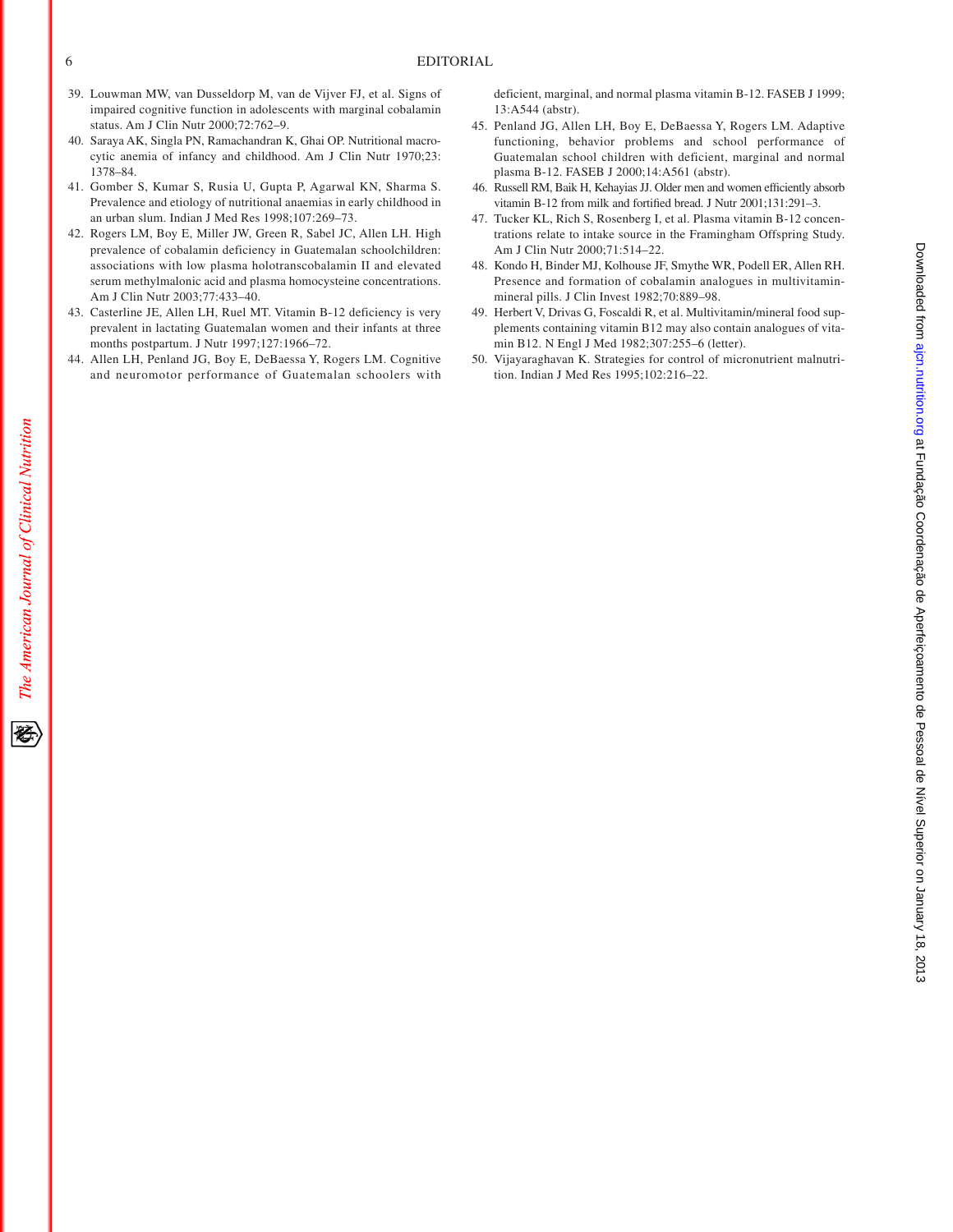39. Louwman MW, van Dusseldorp M, van de Vijver FJ, et al. Signs of impaired cognitive function in adolescents with marginal cobalamin status. Am J Clin Nutr 2000;72:762–9.
40. Saraya AK, Singla PN, Ramachandran K, Ghai OP. Nutritional macrocytic anemia of infancy and childhood. Am J Clin Nutr 1970;23:1378–84.
41. Gomber S, Kumar S, Rusia U, Gupta P, Agarwal KN, Sharma S. Prevalence and etiology of nutritional anaemias in early childhood in an urban slum. Indian J Med Res 1998;107:269–73.
42. Rogers LM, Boy E, Miller JW, Green R, Sabel JC, Allen LH. High prevalence of cobalamin deficiency in Guatemalan schoolchildren: associations with low plasma holotranscobalamin II and elevated serum methylmalonic acid and plasma homocysteine concentrations. Am J Clin Nutr 2003;77:433–40.
43. Casterline JE, Allen LH, Ruel MT. Vitamin B-12 deficiency is very prevalent in lactating Guatemalan women and their infants at three months postpartum. J Nutr 1997;127:1966–72.
44. Allen LH, Penland JG, Boy E, DeBaessa Y, Rogers LM. Cognitive and neuromotor performance of Guatemalan schoolers with deficient, marginal, and normal plasma vitamin B-12. FASEB J 1999;13:A544 (abstr).
45. Penland JG, Allen LH, Boy E, DeBaessa Y, Rogers LM. Adaptive functioning, behavior problems and school performance of Guatemalan school children with deficient, marginal and normal plasma B-12. FASEB J 2000;14:A561 (abstr).
46. Russell RM, Baik H, Kehayias JJ. Older men and women efficiently absorb vitamin B-12 from milk and fortified bread. J Nutr 2001;131:291–3.
47. Tucker KL, Rich S, Rosenberg I, et al. Plasma vitamin B-12 concentrations relate to intake source in the Framingham Offspring Study. Am J Clin Nutr 2000;71:514–22.
48. Kondo H, Binder MJ, Kolhouse JF, Smythe WR, Podell ER, Allen RH. Presence and formation of cobalamin analogues in multivitamin-mineral pills. J Clin Invest 1982;70:889–98.
49. Herbert V, Drivas G, Foscaldi R, et al. Multivitamin/mineral food supplements containing vitamin B12 may also contain analogues of vitamin B12. N Engl J Med 1982;307:255–6 (letter).
50. Vijayaraghavan K. Strategies for control of micronutrient malnutrition. Indian J Med Res 1995;102:216–22.